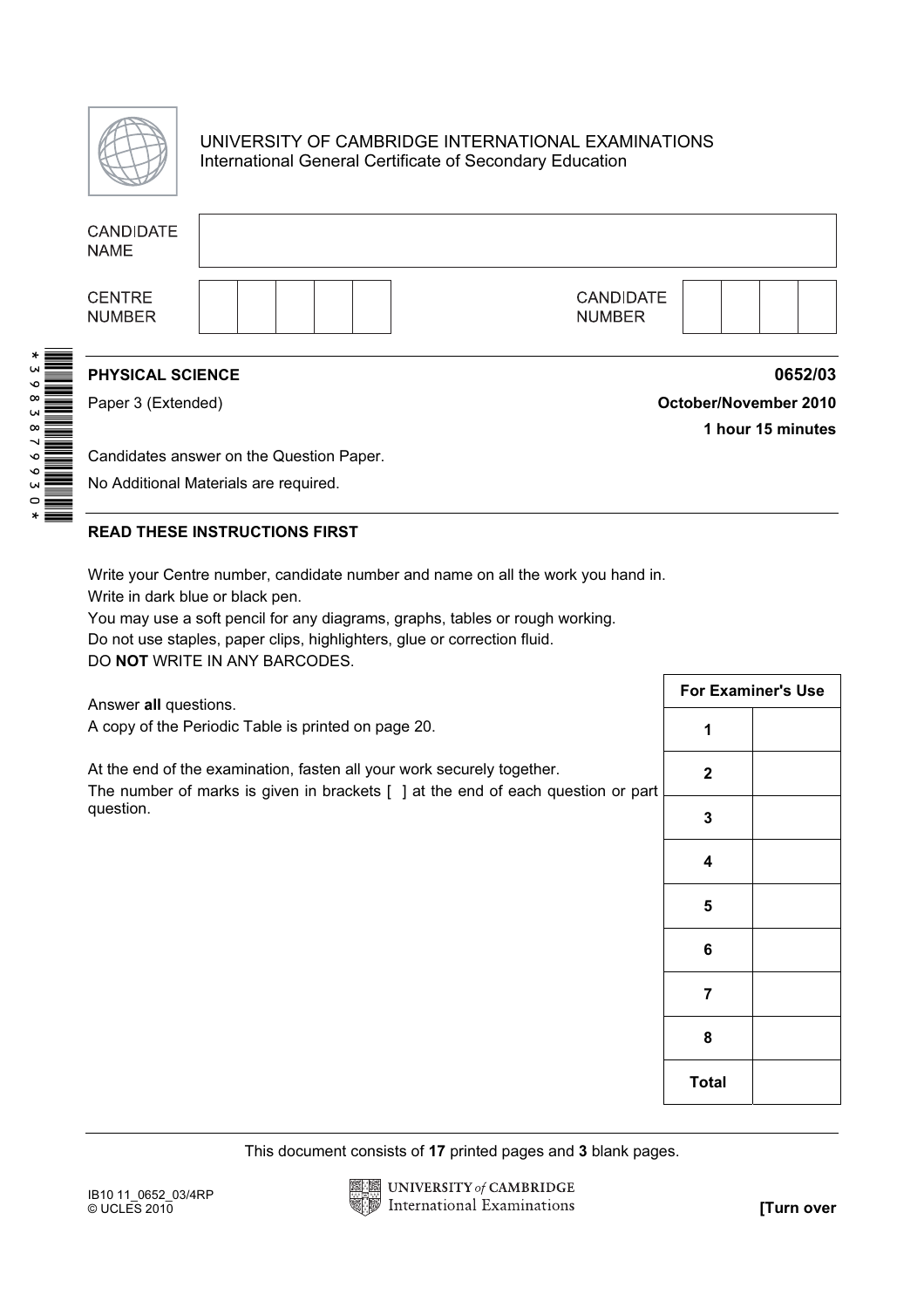UNIVERSITY OF CAMBRIDGE INTERNATIONAL EXAMINATIONS
International General Certificate of Secondary Education

| CANDIDATE NAME | |
|---|---|

| CENTRE NUMBER | | | | | | CANDIDATE NUMBER | | | | |
|---|---|---|---|---|---|---|---|---|---|---|

*3983879930*

**PHYSICAL SCIENCE** **0652/03**

Paper 3 (Extended) **October/November 2010**

**1 hour 15 minutes**

Candidates answer on the Question Paper.

No Additional Materials are required.

**READ THESE INSTRUCTIONS FIRST**

Write your Centre number, candidate number and name on all the work you hand in.
Write in dark blue or black pen.
You may use a soft pencil for any diagrams, graphs, tables or rough working.
Do not use staples, paper clips, highlighters, glue or correction fluid.
DO **NOT** WRITE IN ANY BARCODES.

Answer **all** questions.
A copy of the Periodic Table is printed on page 20.

At the end of the examination, fasten all your work securely together.
The number of marks is given in brackets [ ] at the end of each question or part question.

| For Examiner's Use | |
|---|---|
| 1 | |
| 2 | |
| 3 | |
| 4 | |
| 5 | |
| 6 | |
| 7 | |
| 8 | |
| Total | |

This document consists of **17** printed pages and **3** blank pages.

IB10 11_0652_03/4RP
© UCLES 2010

UNIVERSITY of CAMBRIDGE International Examinations

**[Turn over**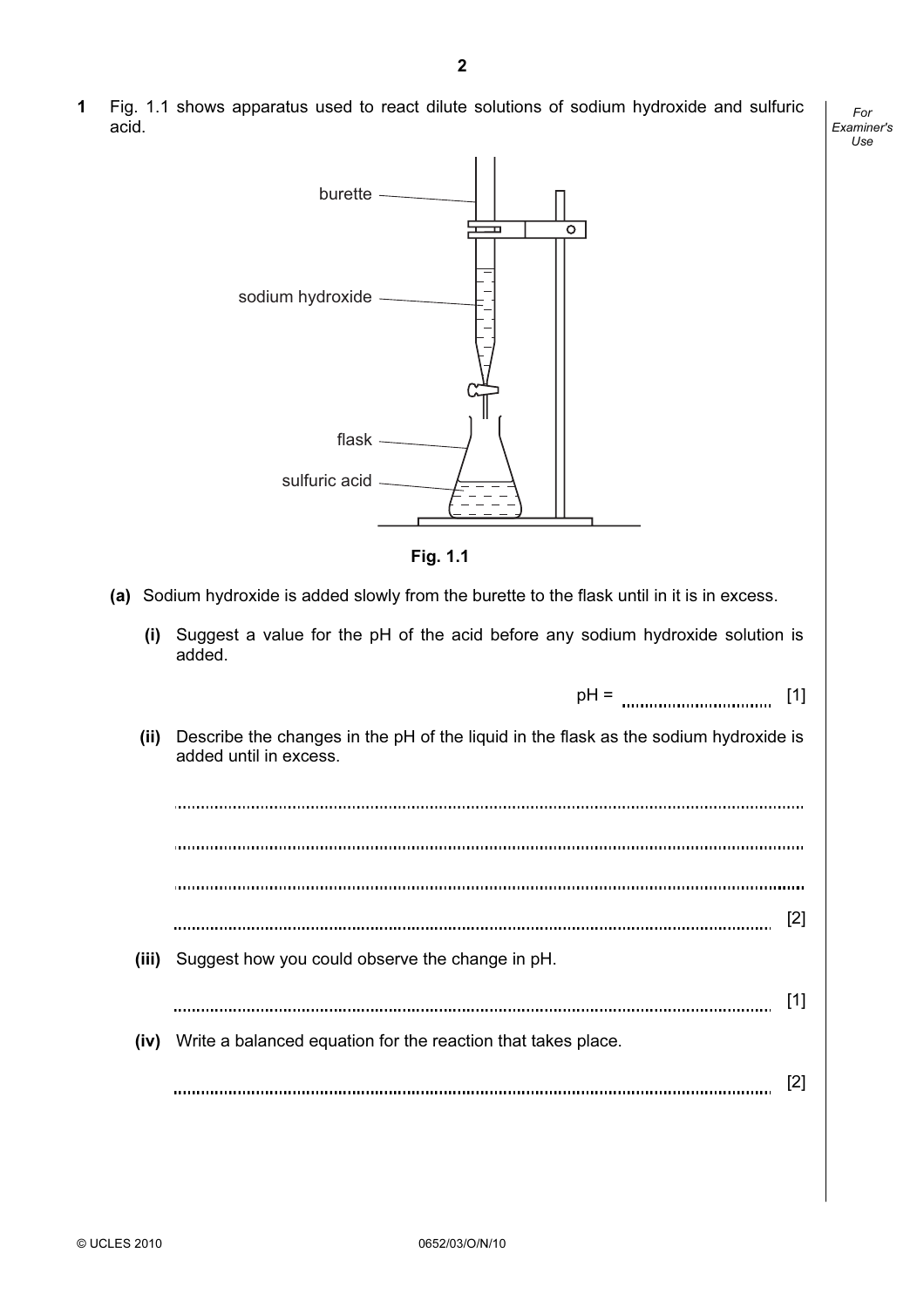**1** Fig. 1.1 shows apparatus used to react dilute solutions of sodium hydroxide and sulfuric acid.

burette

sodium hydroxide

flask

sulfuric acid

**Fig. 1.1**

**(a)** Sodium hydroxide is added slowly from the burette to the flask until in it is in excess.

**(i)** Suggest a value for the pH of the acid before any sodium hydroxide solution is added.

pH = .............................. [1]

**(ii)** Describe the changes in the pH of the liquid in the flask as the sodium hydroxide is added until in excess.

..........................................................................................................................................

..........................................................................................................................................

..........................................................................................................................................

.................................................................................................................................... [2]

**(iii)** Suggest how you could observe the change in pH.

.................................................................................................................................... [1]

**(iv)** Write a balanced equation for the reaction that takes place.

.................................................................................................................................... [2]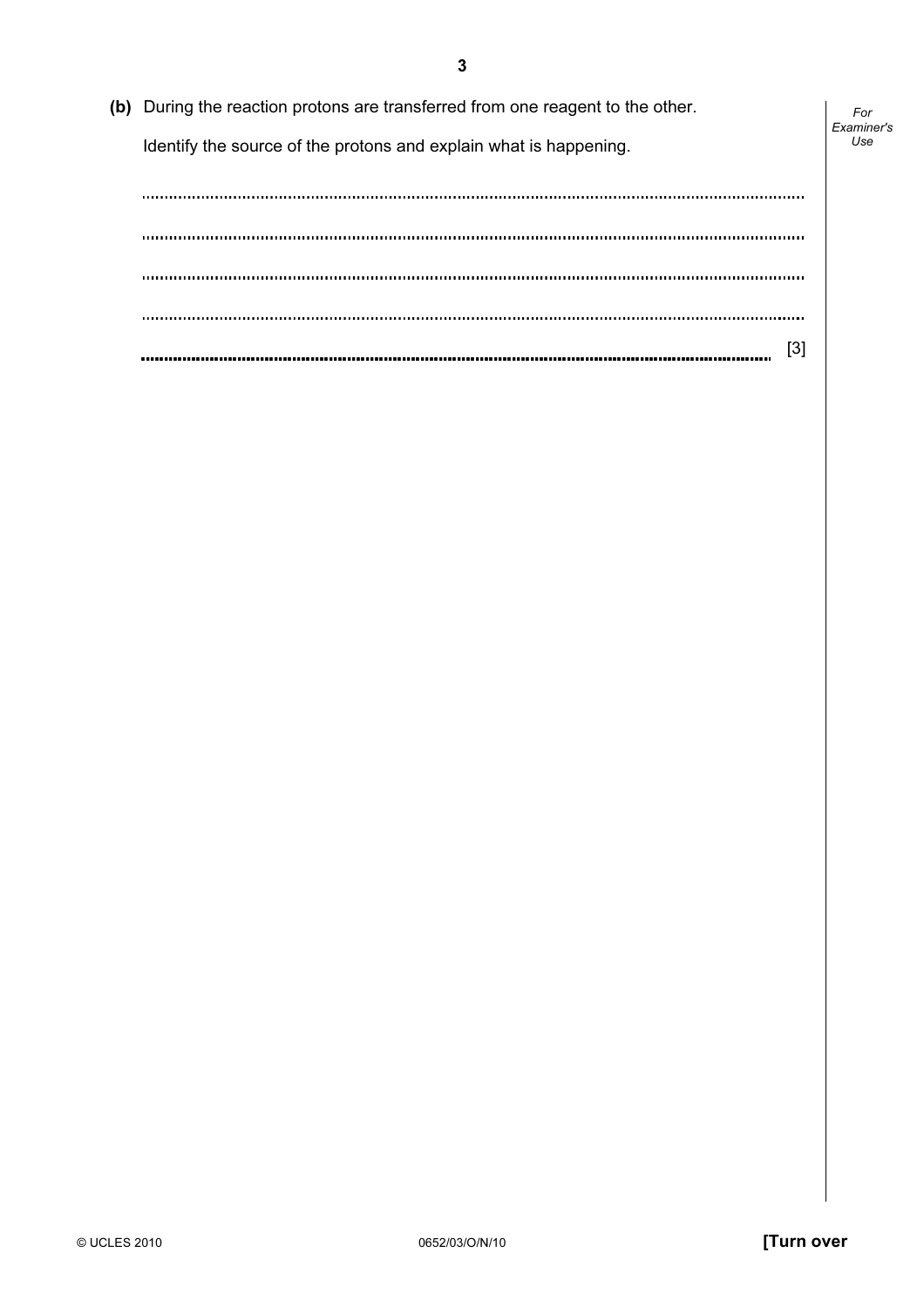**(b)** During the reaction protons are transferred from one reagent to the other.

Identify the source of the protons and explain what is happening.

..........................................................................................................................................

..........................................................................................................................................

..........................................................................................................................................

..........................................................................................................................................

.................................................................................................................................... [3]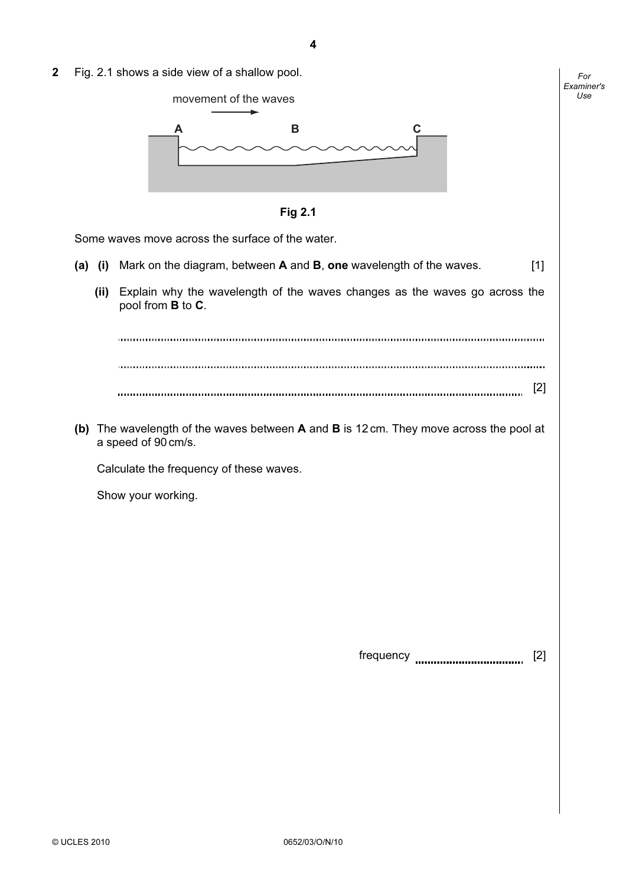**2** Fig. 2.1 shows a side view of a shallow pool.

movement of the waves

A B C

**Fig 2.1**

Some waves move across the surface of the water.

**(a)** **(i)** Mark on the diagram, between **A** and **B**, **one** wavelength of the waves. [1]

**(ii)** Explain why the wavelength of the waves changes as the waves go across the pool from **B** to **C**.

..........................................................................................................................................

..........................................................................................................................................

.................................................................................................................................... [2]

**(b)** The wavelength of the waves between **A** and **B** is 12 cm. They move across the pool at a speed of 90 cm/s.

Calculate the frequency of these waves.

Show your working.

frequency .................................. [2]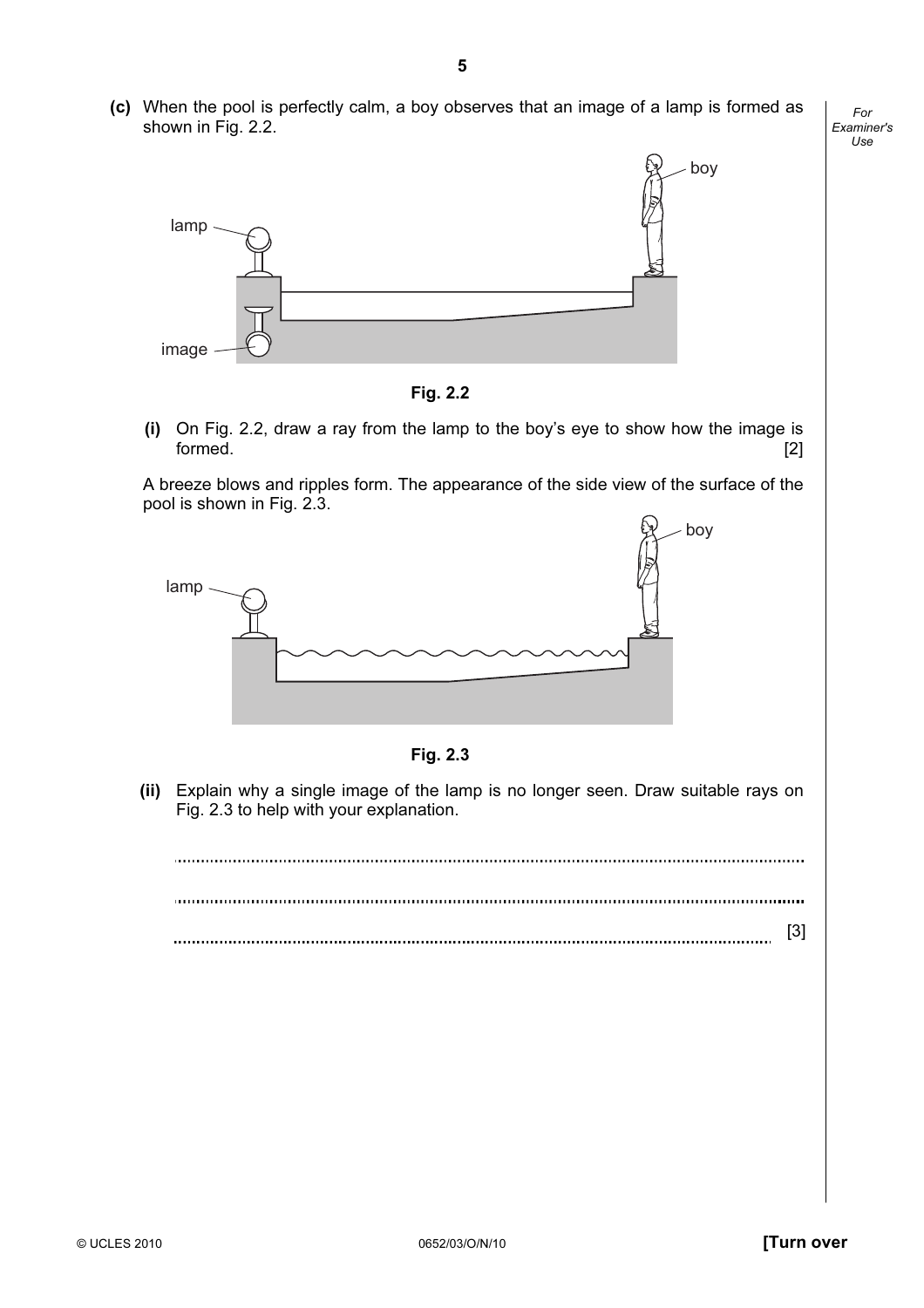**(c)** When the pool is perfectly calm, a boy observes that an image of a lamp is formed as shown in Fig. 2.2.

**Fig. 2.2**

**(i)** On Fig. 2.2, draw a ray from the lamp to the boy's eye to show how the image is formed. [2]

A breeze blows and ripples form. The appearance of the side view of the surface of the pool is shown in Fig. 2.3.

**Fig. 2.3**

**(ii)** Explain why a single image of the lamp is no longer seen. Draw suitable rays on Fig. 2.3 to help with your explanation.

..........................................................................................................................................

..........................................................................................................................................

...................................................................................................................................... [3]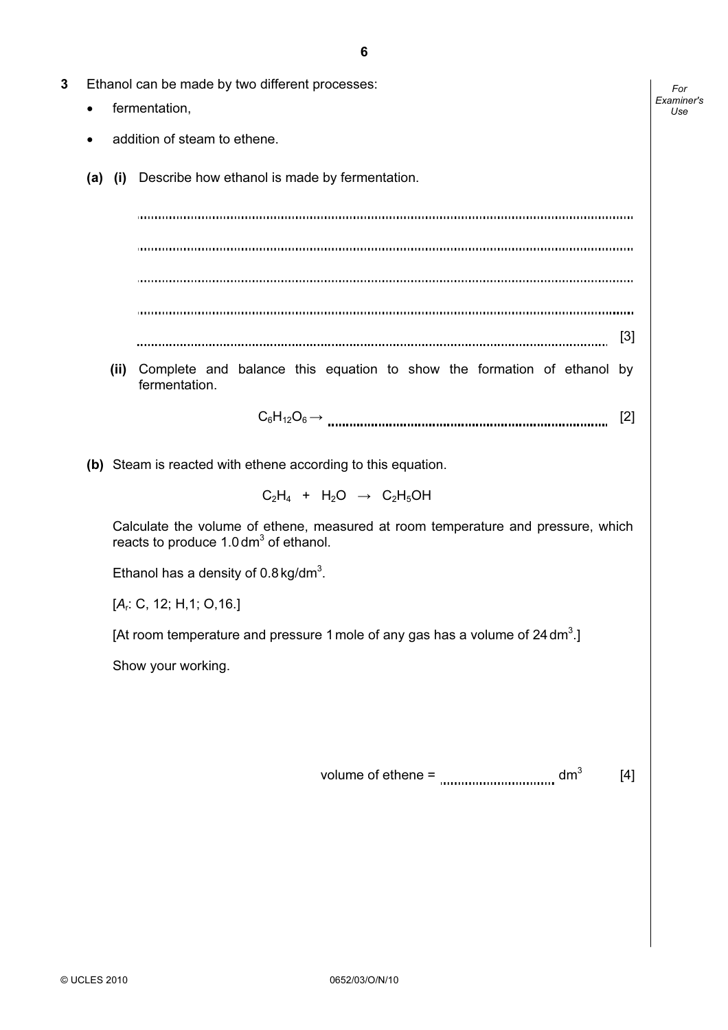**3** Ethanol can be made by two different processes:

- fermentation,
- addition of steam to ethene.

**(a) (i)** Describe how ethanol is made by fermentation.

..........................................................................................................................................

..........................................................................................................................................

..........................................................................................................................................

..........................................................................................................................................

.......................................................................................................................................... [3]

**(ii)** Complete and balance this equation to show the formation of ethanol by fermentation.

$$C_6H_{12}O_6 \rightarrow \text{..............................................................} \quad [2]$$

**(b)** Steam is reacted with ethene according to this equation.

$$C_2H_4 + H_2O \rightarrow C_2H_5OH$$

Calculate the volume of ethene, measured at room temperature and pressure, which reacts to produce 1.0 $dm^3$ of ethanol.

Ethanol has a density of 0.8 $kg/dm^3$.

[$A_r$: C, 12; H,1; O,16.]

[At room temperature and pressure 1 mole of any gas has a volume of 24 $dm^3$.]

Show your working.

volume of ethene = .............................. $dm^3$ [4]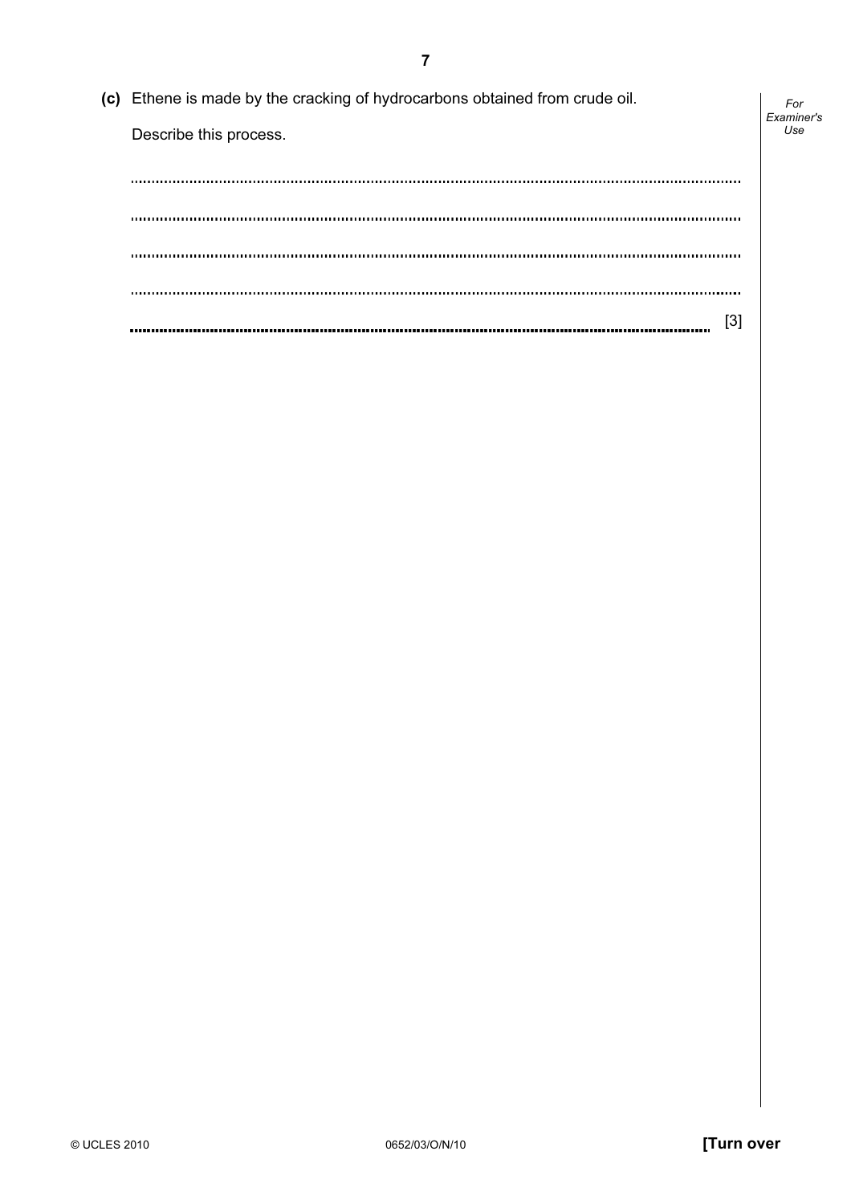**(c)** Ethene is made by the cracking of hydrocarbons obtained from crude oil.

Describe this process.

..........................................................................................................................................

..........................................................................................................................................

..........................................................................................................................................

..........................................................................................................................................

.................................................................................................................................... [3]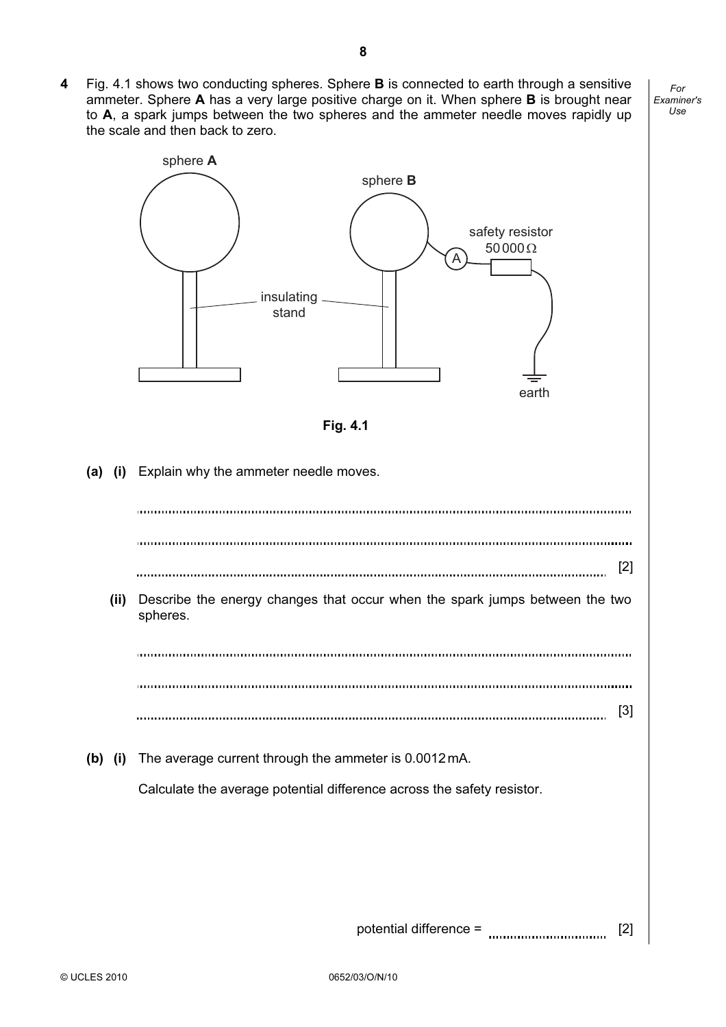**4** Fig. 4.1 shows two conducting spheres. Sphere **B** is connected to earth through a sensitive ammeter. Sphere **A** has a very large positive charge on it. When sphere **B** is brought near to **A**, a spark jumps between the two spheres and the ammeter needle moves rapidly up the scale and then back to zero.

sphere **A**

sphere **B**

safety resistor
50 000 Ω

insulating stand

earth

**Fig. 4.1**

**(a) (i)** Explain why the ammeter needle moves.

..........................................................................................................................................

..........................................................................................................................................

.......................................................................................................................................... [2]

**(ii)** Describe the energy changes that occur when the spark jumps between the two spheres.

..........................................................................................................................................

..........................................................................................................................................

.......................................................................................................................................... [3]

**(b) (i)** The average current through the ammeter is 0.0012 mA.

Calculate the average potential difference across the safety resistor.

potential difference = .................................. [2]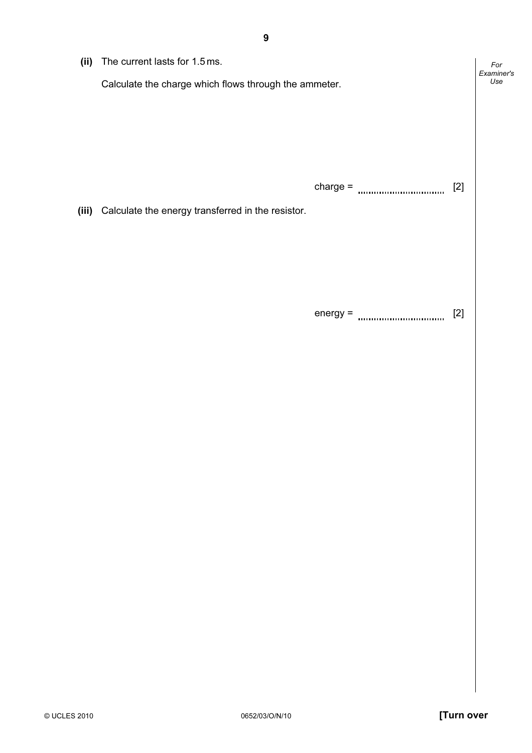**(ii)** The current lasts for 1.5 ms.

Calculate the charge which flows through the ammeter.

charge = .................................. [2]

**(iii)** Calculate the energy transferred in the resistor.

energy = .................................. [2]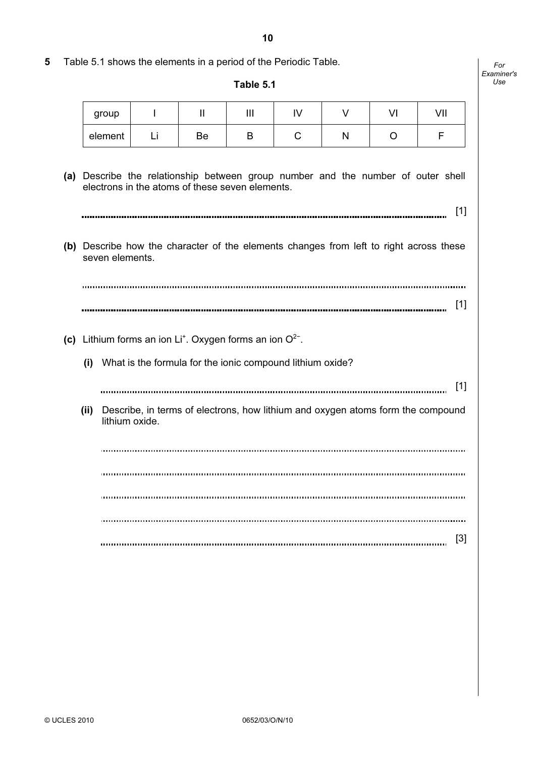5 Table 5.1 shows the elements in a period of the Periodic Table.

**Table 5.1**

| group | I | II | III | IV | V | VI | VII |
|---|---|---|---|---|---|---|---|
| element | Li | Be | B | C | N | O | F |

**(a)** Describe the relationship between group number and the number of outer shell electrons in the atoms of these seven elements.

.......................................................................................................................................... [1]

**(b)** Describe how the character of the elements changes from left to right across these seven elements.

..........................................................................................................................................

.......................................................................................................................................... [1]

**(c)** Lithium forms an ion $Li^{+}$. Oxygen forms an ion $O^{2-}$.

**(i)** What is the formula for the ionic compound lithium oxide?

.......................................................................................................................................... [1]

**(ii)** Describe, in terms of electrons, how lithium and oxygen atoms form the compound lithium oxide.

..........................................................................................................................................

..........................................................................................................................................

..........................................................................................................................................

..........................................................................................................................................

.......................................................................................................................................... [3]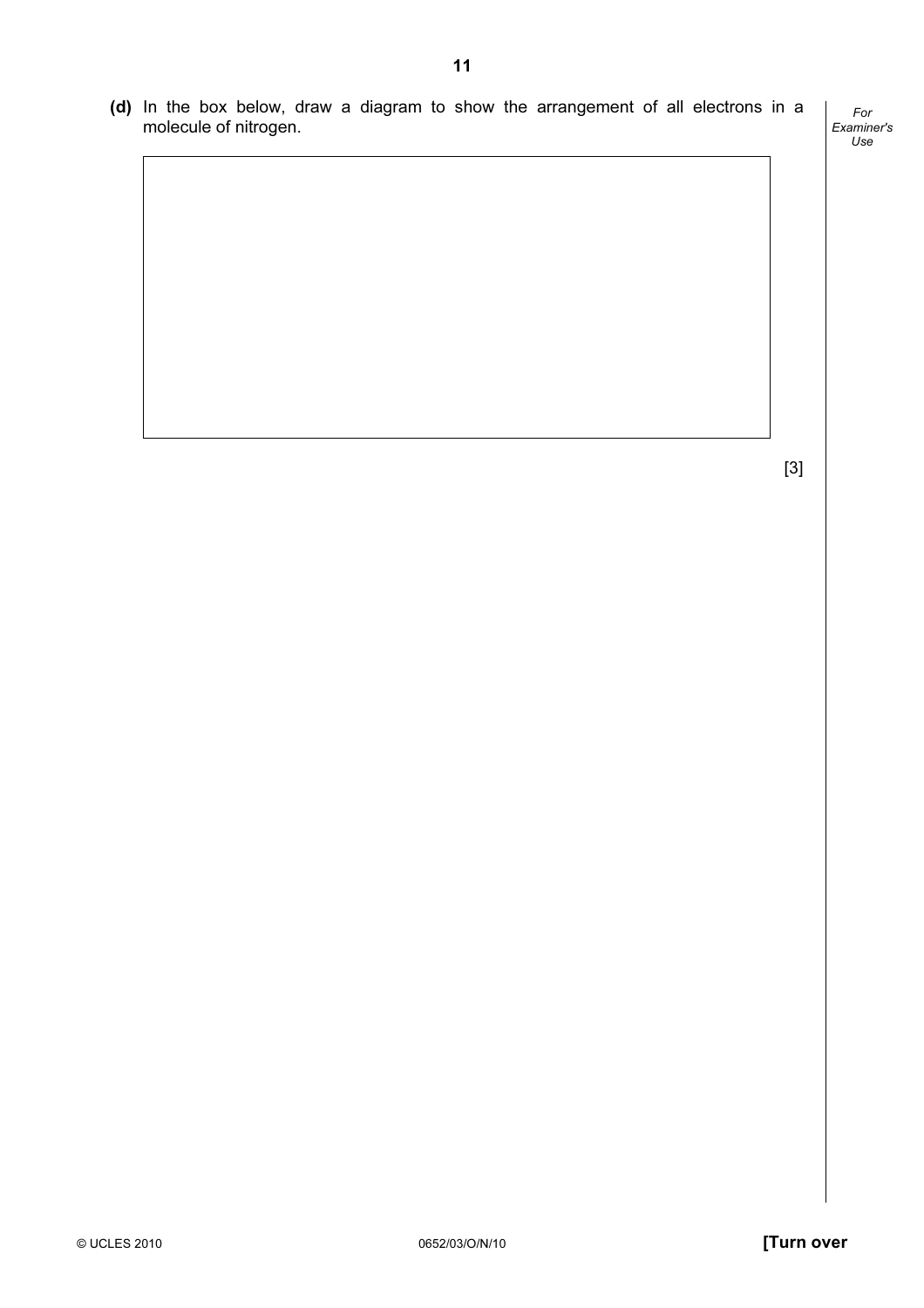**(d)** In the box below, draw a diagram to show the arrangement of all electrons in a molecule of nitrogen.

[3]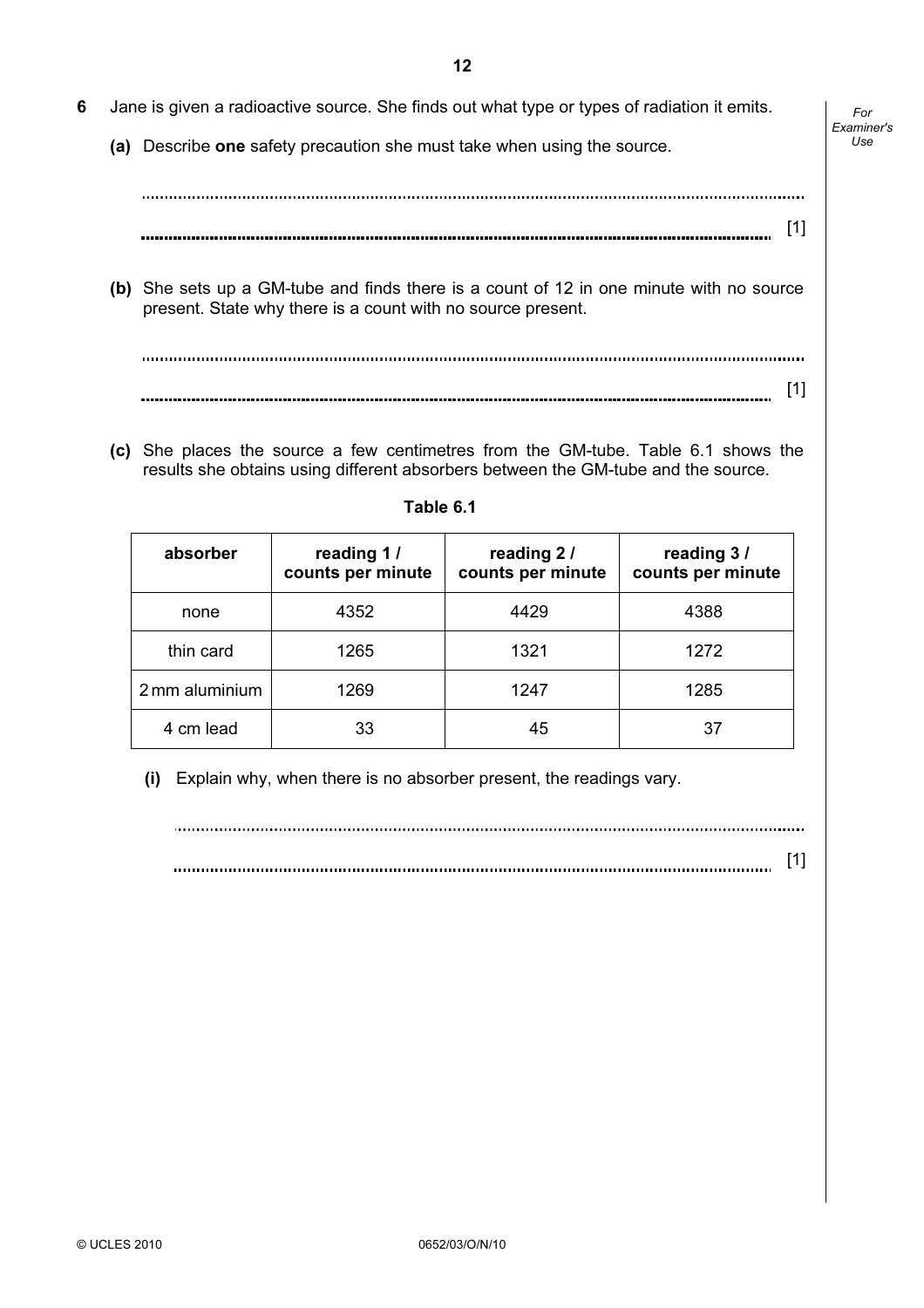**6** Jane is given a radioactive source. She finds out what type or types of radiation it emits.

**(a)** Describe **one** safety precaution she must take when using the source.

.......................................................................................................................................

....................................................................................................................................... [1]

**(b)** She sets up a GM-tube and finds there is a count of 12 in one minute with no source present. State why there is a count with no source present.

.......................................................................................................................................

....................................................................................................................................... [1]

**(c)** She places the source a few centimetres from the GM-tube. Table 6.1 shows the results she obtains using different absorbers between the GM-tube and the source.

**Table 6.1**

| absorber | reading 1 / counts per minute | reading 2 / counts per minute | reading 3 / counts per minute |
|---|---|---|---|
| none | 4352 | 4429 | 4388 |
| thin card | 1265 | 1321 | 1272 |
| 2 mm aluminium | 1269 | 1247 | 1285 |
| 4 cm lead | 33 | 45 | 37 |

**(i)** Explain why, when there is no absorber present, the readings vary.

.......................................................................................................................................

....................................................................................................................................... [1]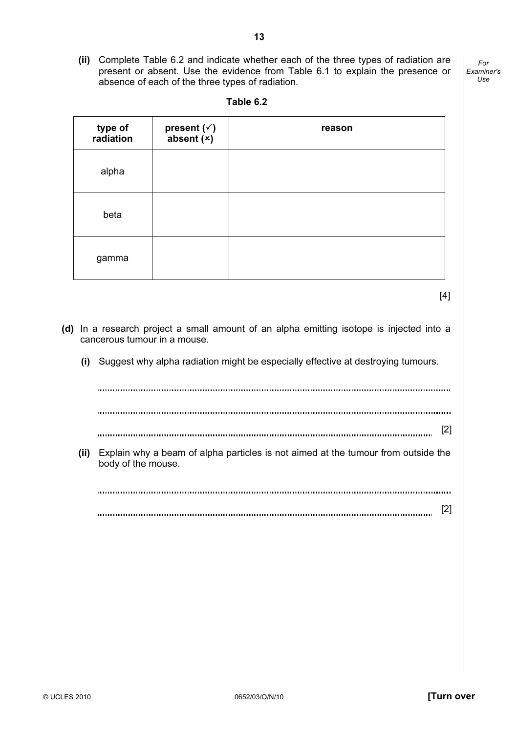**(ii)** Complete Table 6.2 and indicate whether each of the three types of radiation are present or absent. Use the evidence from Table 6.1 to explain the presence or absence of each of the three types of radiation.

**Table 6.2**

| type of radiation | present (✓) absent (×) | reason |
|---|---|---|
| alpha | | |
| beta | | |
| gamma | | |

[4]

**(d)** In a research project a small amount of an alpha emitting isotope is injected into a cancerous tumour in a mouse.

**(i)** Suggest why alpha radiation might be especially effective at destroying tumours.

..........................................................................................................................................

..........................................................................................................................................

.................................................................................................................................... [2]

**(ii)** Explain why a beam of alpha particles is not aimed at the tumour from outside the body of the mouse.

..........................................................................................................................................

.................................................................................................................................... [2]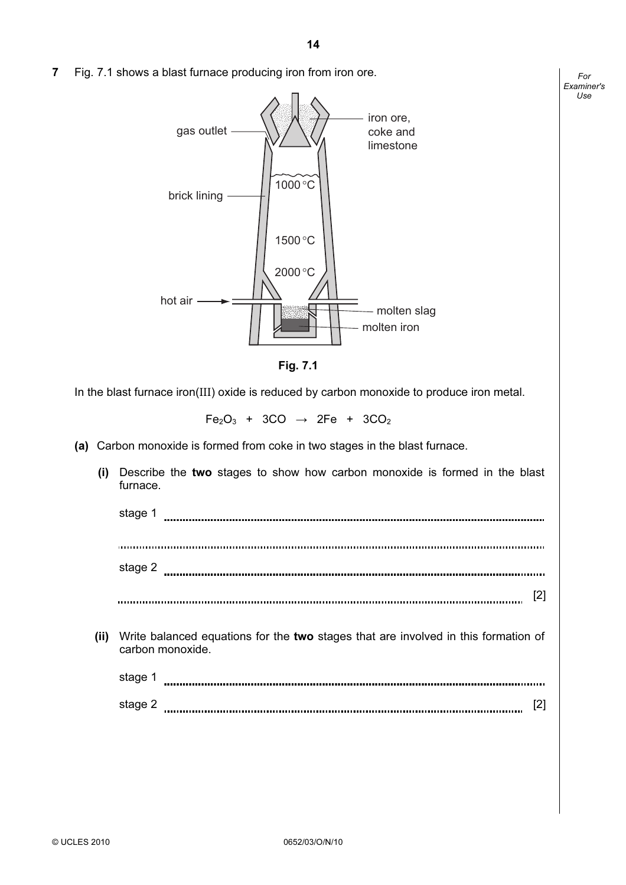**7** Fig. 7.1 shows a blast furnace producing iron from iron ore.

**Fig. 7.1**

In the blast furnace iron(III) oxide is reduced by carbon monoxide to produce iron metal.

$$Fe_2O_3 + 3CO \rightarrow 2Fe + 3CO_2$$

**(a)** Carbon monoxide is formed from coke in two stages in the blast furnace.

**(i)** Describe the **two** stages to show how carbon monoxide is formed in the blast furnace.

stage 1 ..........................................................................................................................

..........................................................................................................................

stage 2 ..........................................................................................................................

.......................................................................................................................... [2]

**(ii)** Write balanced equations for the **two** stages that are involved in this formation of carbon monoxide.

stage 1 ..........................................................................................................................

stage 2 .......................................................................................................................... [2]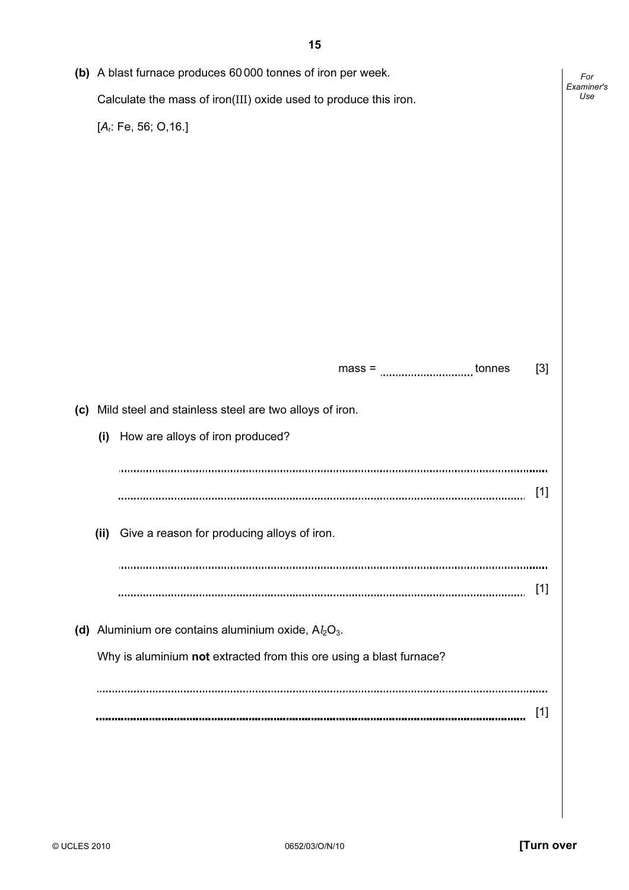**(b)** A blast furnace produces 60 000 tonnes of iron per week.

Calculate the mass of iron(III) oxide used to produce this iron.

[$A_r$: Fe, 56; O,16.]

mass = .............................. tonnes [3]

**(c)** Mild steel and stainless steel are two alloys of iron.

**(i)** How are alloys of iron produced?

..........................................................................................................................................

.......................................................................................................................................... [1]

**(ii)** Give a reason for producing alloys of iron.

..........................................................................................................................................

.......................................................................................................................................... [1]

**(d)** Aluminium ore contains aluminium oxide, $Al_2O_3$.

Why is aluminium **not** extracted from this ore using a blast furnace?

..........................................................................................................................................

.......................................................................................................................................... [1]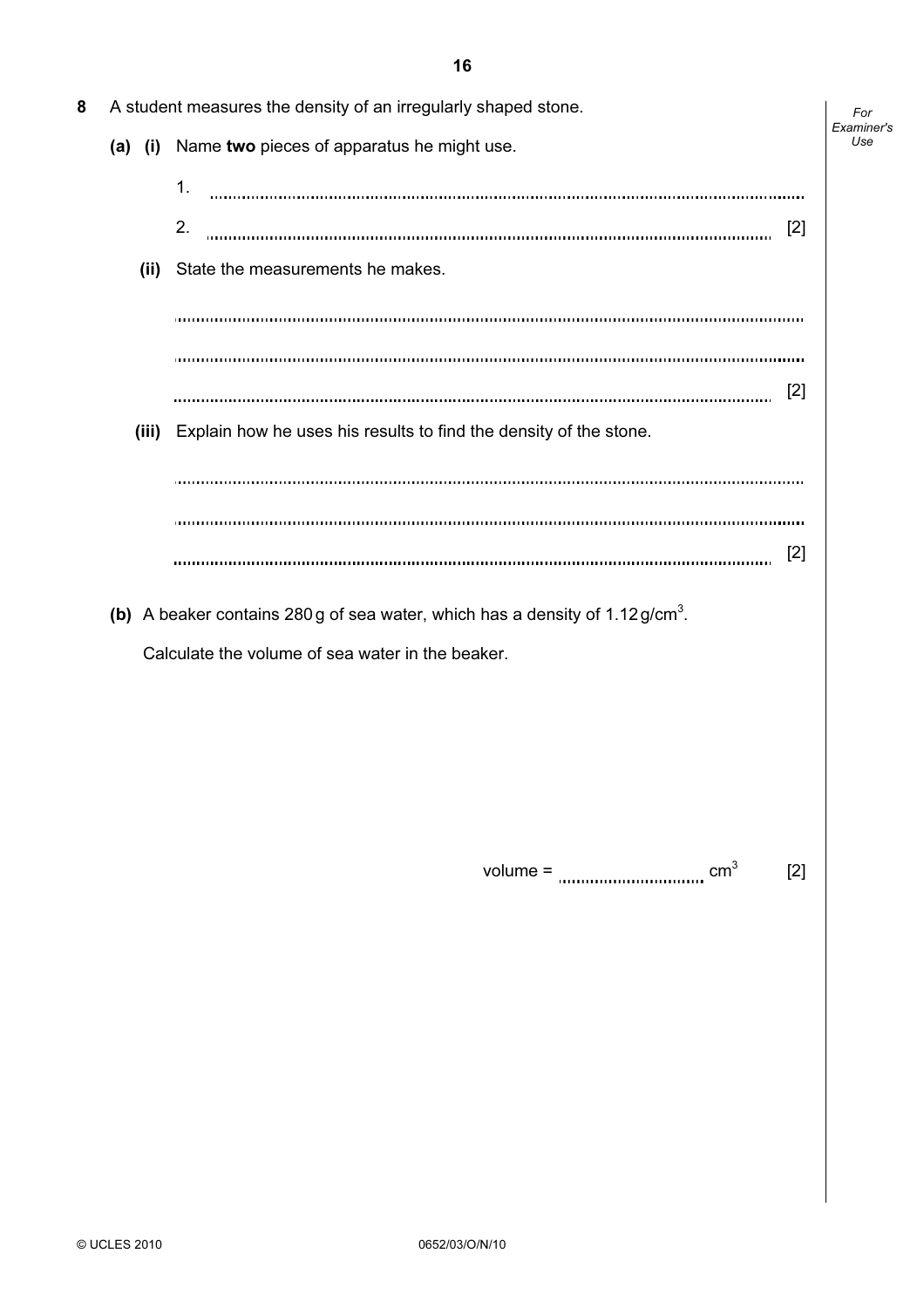**8** A student measures the density of an irregularly shaped stone.

**(a)** **(i)** Name **two** pieces of apparatus he might use.

1. ..............................................................................................................................

2. .............................................................................................................................. [2]

**(ii)** State the measurements he makes.

..............................................................................................................................

..............................................................................................................................

.............................................................................................................................. [2]

**(iii)** Explain how he uses his results to find the density of the stone.

..............................................................................................................................

..............................................................................................................................

.............................................................................................................................. [2]

**(b)** A beaker contains 280 g of sea water, which has a density of 1.12 g/cm$^3$.

Calculate the volume of sea water in the beaker.

volume = .............................. cm$^3$ [2]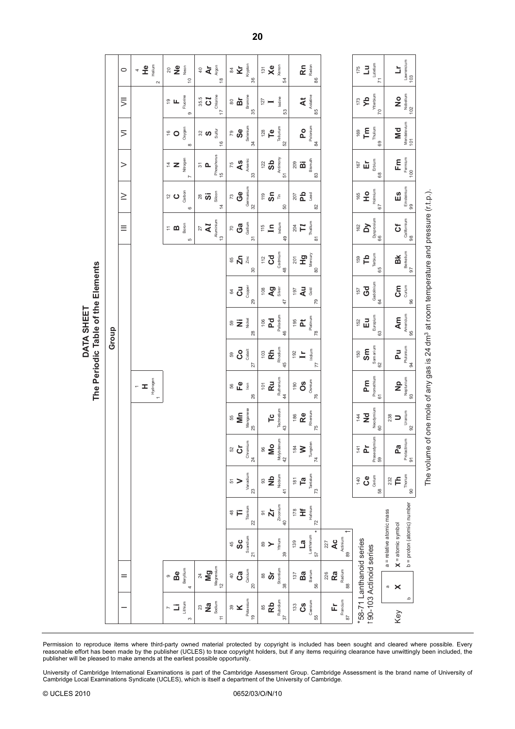# DATA SHEET

## The Periodic Table of the Elements

| I | II | | | | | | | | | | | III | IV | V | VI | VII | 0 |
|---|---|---|---|---|---|---|---|---|---|---|---|---|---|---|---|---|---|
| | | | | | | | 1 **H** Hydrogen 1 | | | | | | | | | | 4 **He** Helium 2 |
| 7 **Li** Lithium 3 | 9 **Be** Beryllium 4 | | | | | | | | | | | 11 **B** Boron 5 | 12 **C** Carbon 6 | 14 **N** Nitrogen 7 | 16 **O** Oxygen 8 | 19 **F** Fluorine 9 | 20 **Ne** Neon 10 |
| 23 **Na** Sodium 11 | 24 **Mg** Magnesium 12 | | | | | | | | | | | 27 **Al** Aluminium 13 | 28 **Si** Silicon 14 | 31 **P** Phosphorus 15 | 32 **S** Sulfur 16 | 35.5 **Cl** Chlorine 17 | 40 **Ar** Argon 18 |
| 39 **K** Potassium 19 | 40 **Ca** Calcium 20 | 45 **Sc** Scandium 21 | 48 **Ti** Titanium 22 | 51 **V** Vanadium 23 | 52 **Cr** Chromium 24 | 55 **Mn** Manganese 25 | 56 **Fe** Iron 26 | 59 **Co** Cobalt 27 | 59 **Ni** Nickel 28 | 64 **Cu** Copper 29 | 65 **Zn** Zinc 30 | 70 **Ga** Gallium 31 | 73 **Ge** Germanium 32 | 75 **As** Arsenic 33 | 79 **Se** Selenium 34 | 80 **Br** Bromine 35 | 84 **Kr** Krypton 36 |
| 85 **Rb** Rubidium 37 | 88 **Sr** Strontium 38 | 89 **Y** Yttrium 39 | 91 **Zr** Zirconium 40 | 93 **Nb** Niobium 41 | 96 **Mo** Molybdenum 42 | **Tc** Technetium 43 | 101 **Ru** Ruthenium 44 | 103 **Rh** Rhodium 45 | 106 **Pd** Palladium 46 | 108 **Ag** Silver 47 | 112 **Cd** Cadmium 48 | 115 **In** Indium 49 | 119 **Sn** Tin 50 | 122 **Sb** Antimony 51 | 128 **Te** Tellurium 52 | 127 **I** Iodine 53 | 131 **Xe** Xenon 54 |
| 133 **Cs** Caesium 55 | 137 **Ba** Barium 56 | 139 **La** Lanthanum 57 * | 178 **Hf** Hafnium 72 | 181 **Ta** Tantalum 73 | 184 **W** Tungsten 74 | 186 **Re** Rhenium 75 | 190 **Os** Osmium 76 | 192 **Ir** Iridium 77 | 195 **Pt** Platinum 78 | 197 **Au** Gold 79 | 201 **Hg** Mercury 80 | 204 **Tl** Thallium 81 | 207 **Pb** Lead 82 | 209 **Bi** Bismuth 83 | **Po** Polonium 84 | **At** Astatine 85 | **Rn** Radon 86 |
| **Fr** Francium 87 | 226 **Ra** Radium 88 | 227 **Ac** Actinium 89 † | | | | | | | | | | | | | | | |

*58-71 Lanthanoid series
†90-103 Actinoid series

| | | | | | | | | | | | | | |
|---|---|---|---|---|---|---|---|---|---|---|---|---|---|
| 140 **Ce** Cerium 58 | 141 **Pr** Praseodymium 59 | 144 **Nd** Neodymium 60 | **Pm** Promethium 61 | 150 **Sm** Samarium 62 | 152 **Eu** Europium 63 | 157 **Gd** Gadolinium 64 | 159 **Tb** Terbium 65 | 162 **Dy** Dysprosium 66 | 165 **Ho** Holmium 67 | 167 **Er** Erbium 68 | 169 **Tm** Thulium 69 | 173 **Yb** Ytterbium 70 | 175 **Lu** Lutetium 71 |
| 232 **Th** Thorium 90 | **Pa** Protactinium 91 | 238 **U** Uranium 92 | **Np** Neptunium 93 | **Pu** Plutonium 94 | **Am** Americium 95 | **Cm** Curium 96 | **Bk** Berkelium 97 | **Cf** Californium 98 | **Es** Einsteinium 99 | **Fm** Fermium 100 | **Md** Mendelevium 101 | **No** Nobelium 102 | **Lr** Lawrencium 103 |

Key

a = relative atomic mass
**X** = atomic symbol
b = proton (atomic) number

The volume of one mole of any gas is 24 $dm^3$ at room temperature and pressure (r.t.p.).

Permission to reproduce items where third-party owned material protected by copyright is included has been sought and cleared where possible. Every reasonable effort has been made by the publisher (UCLES) to trace copyright holders, but if any items requiring clearance have unwittingly been included, the publisher will be pleased to make amends at the earliest possible opportunity.

University of Cambridge International Examinations is part of the Cambridge Assessment Group. Cambridge Assessment is the brand name of University of Cambridge Local Examinations Syndicate (UCLES), which is itself a department of the University of Cambridge.

© UCLES 2010 0652/03/O/N/10